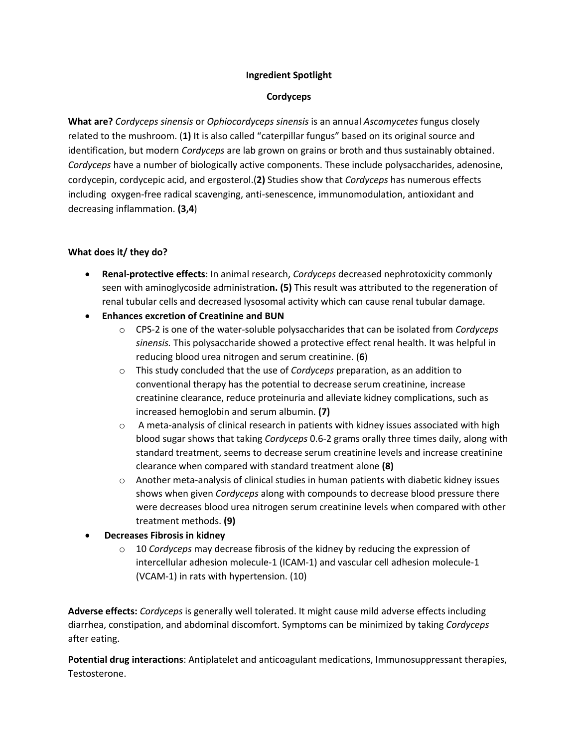**Ingredient Spotlight**

**Cordyceps**

**What are?** *Cordyceps sinensis* or *Ophiocordyceps sinensis* is an annual *Ascomycetes* fungus closely related to the mushroom. (**1)** It is also called "caterpillar fungus" based on its original source and identification, but modern *Cordyceps* are lab grown on grains or broth and thus sustainably obtained. *Cordyceps* have a number of biologically active components. These include polysaccharides, adenosine, cordycepin, cordycepic acid, and ergosterol.(**2)** Studies show that *Cordyceps* has numerous effects including oxygen-free radical scavenging, anti-senescence, immunomodulation, antioxidant and decreasing inflammation. **(3,4**)

**What does it/ they do?**

- **Renal-protective effects**: In animal research, *Cordyceps* decreased nephrotoxicity commonly seen with aminoglycoside administratio**n. (5)** This result was attributed to the regeneration of renal tubular cells and decreased lysosomal activity which can cause renal tubular damage.
- **Enhances excretion of Creatinine and BUN**
  - CPS-2 is one of the water-soluble polysaccharides that can be isolated from *Cordyceps sinensis.* This polysaccharide showed a protective effect renal health. It was helpful in reducing blood urea nitrogen and serum creatinine. (**6**)
  - This study concluded that the use of *Cordyceps* preparation, as an addition to conventional therapy has the potential to decrease serum creatinine, increase creatinine clearance, reduce proteinuria and alleviate kidney complications, such as increased hemoglobin and serum albumin. **(7)**
  - A meta-analysis of clinical research in patients with kidney issues associated with high blood sugar shows that taking *Cordyceps* 0.6-2 grams orally three times daily, along with standard treatment, seems to decrease serum creatinine levels and increase creatinine clearance when compared with standard treatment alone **(8)**
  - Another meta-analysis of clinical studies in human patients with diabetic kidney issues shows when given *Cordyceps* along with compounds to decrease blood pressure there were decreases blood urea nitrogen serum creatinine levels when compared with other treatment methods. **(9)**
- **Decreases Fibrosis in kidney**
  - 10 *Cordyceps* may decrease fibrosis of the kidney by reducing the expression of intercellular adhesion molecule-1 (ICAM-1) and vascular cell adhesion molecule-1 (VCAM-1) in rats with hypertension. (10)

**Adverse effects:** *Cordyceps* is generally well tolerated. It might cause mild adverse effects including diarrhea, constipation, and abdominal discomfort. Symptoms can be minimized by taking *Cordyceps* after eating.

**Potential drug interactions**: Antiplatelet and anticoagulant medications, Immunosuppressant therapies, Testosterone.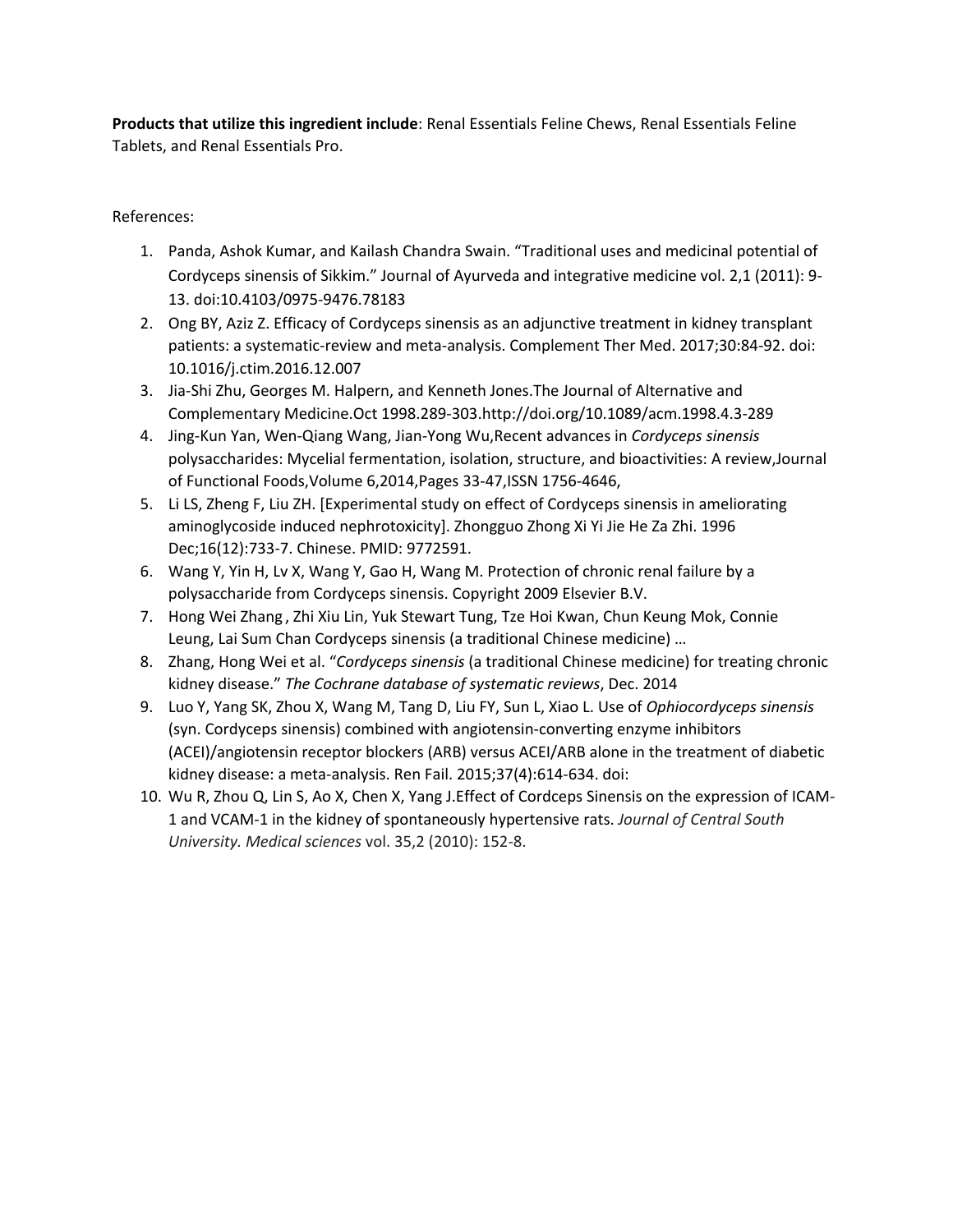**Products that utilize this ingredient include**: Renal Essentials Feline Chews, Renal Essentials Feline Tablets, and Renal Essentials Pro.

References:

1. Panda, Ashok Kumar, and Kailash Chandra Swain. "Traditional uses and medicinal potential of Cordyceps sinensis of Sikkim." Journal of Ayurveda and integrative medicine vol. 2,1 (2011): 9-13. doi:10.4103/0975-9476.78183
2. Ong BY, Aziz Z. Efficacy of Cordyceps sinensis as an adjunctive treatment in kidney transplant patients: a systematic-review and meta-analysis. Complement Ther Med. 2017;30:84-92. doi: 10.1016/j.ctim.2016.12.007
3. Jia-Shi Zhu, Georges M. Halpern, and Kenneth Jones.The Journal of Alternative and Complementary Medicine.Oct 1998.289-303.http://doi.org/10.1089/acm.1998.4.3-289
4. Jing-Kun Yan, Wen-Qiang Wang, Jian-Yong Wu,Recent advances in *Cordyceps sinensis* polysaccharides: Mycelial fermentation, isolation, structure, and bioactivities: A review,Journal of Functional Foods,Volume 6,2014,Pages 33-47,ISSN 1756-4646,
5. Li LS, Zheng F, Liu ZH. [Experimental study on effect of Cordyceps sinensis in ameliorating aminoglycoside induced nephrotoxicity]. Zhongguo Zhong Xi Yi Jie He Za Zhi. 1996 Dec;16(12):733-7. Chinese. PMID: 9772591.
6. Wang Y, Yin H, Lv X, Wang Y, Gao H, Wang M. Protection of chronic renal failure by a polysaccharide from Cordyceps sinensis. Copyright 2009 Elsevier B.V.
7. Hong Wei Zhang , Zhi Xiu Lin, Yuk Stewart Tung, Tze Hoi Kwan, Chun Keung Mok, Connie Leung, Lai Sum Chan Cordyceps sinensis (a traditional Chinese medicine) …
8. Zhang, Hong Wei et al. "*Cordyceps sinensis* (a traditional Chinese medicine) for treating chronic kidney disease." *The Cochrane database of systematic reviews*, Dec. 2014
9. Luo Y, Yang SK, Zhou X, Wang M, Tang D, Liu FY, Sun L, Xiao L. Use of *Ophiocordyceps sinensis* (syn. Cordyceps sinensis) combined with angiotensin-converting enzyme inhibitors (ACEI)/angiotensin receptor blockers (ARB) versus ACEI/ARB alone in the treatment of diabetic kidney disease: a meta-analysis. Ren Fail. 2015;37(4):614-634. doi:
10. Wu R, Zhou Q, Lin S, Ao X, Chen X, Yang J.Effect of Cordceps Sinensis on the expression of ICAM-1 and VCAM-1 in the kidney of spontaneously hypertensive rats. *Journal of Central South University. Medical sciences* vol. 35,2 (2010): 152-8.